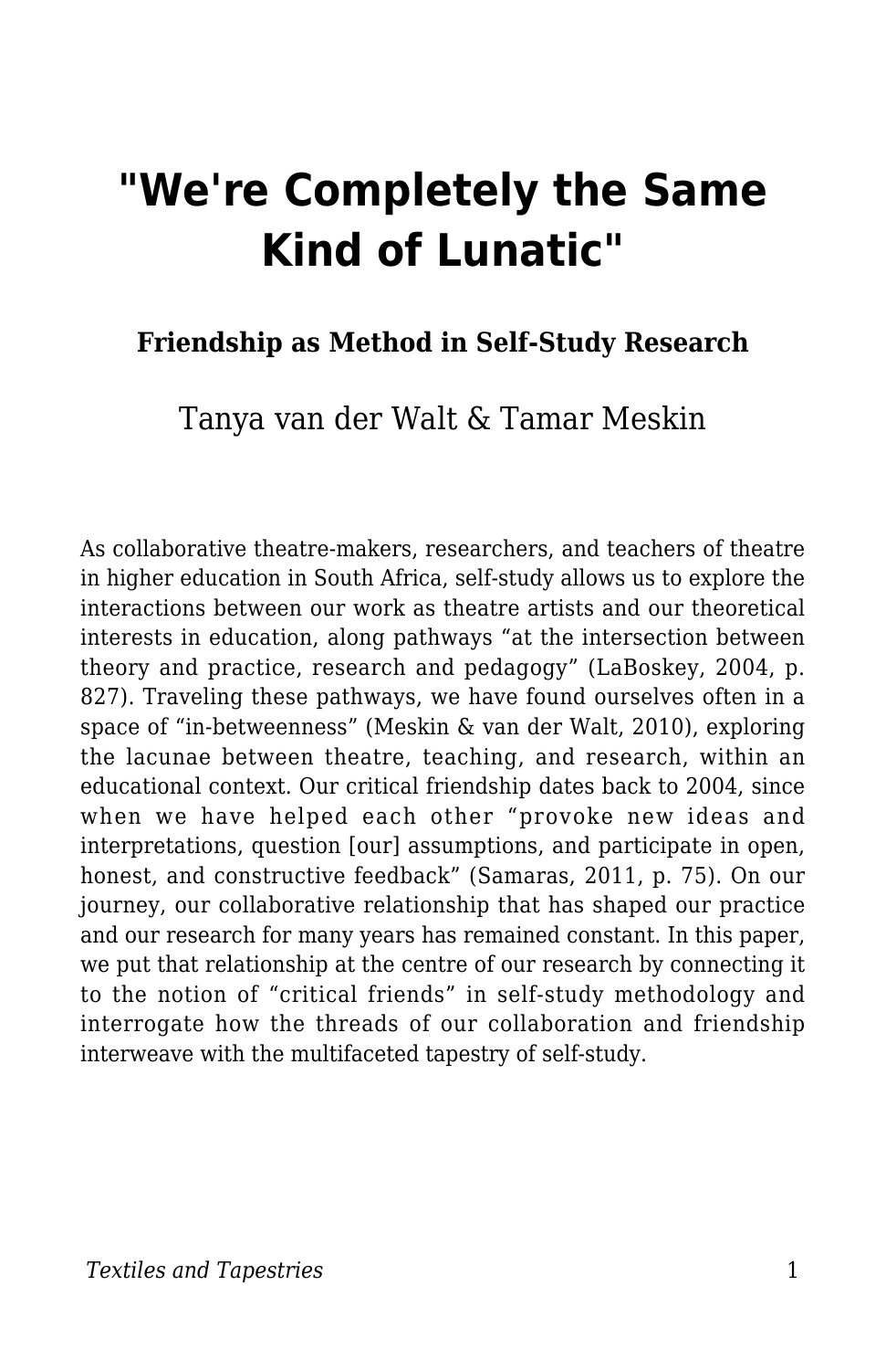# "We're Completely the Same Kind of Lunatic"

### Friendship as Method in Self-Study Research

Tanya van der Walt & Tamar Meskin

As collaborative theatre-makers, researchers, and teachers of theatre in higher education in South Africa, self-study allows us to explore the interactions between our work as theatre artists and our theoretical interests in education, along pathways "at the intersection between theory and practice, research and pedagogy" (LaBoskey, 2004, p. 827). Traveling these pathways, we have found ourselves often in a space of "in-betweenness" (Meskin & van der Walt, 2010), exploring the lacunae between theatre, teaching, and research, within an educational context. Our critical friendship dates back to 2004, since when we have helped each other "provoke new ideas and interpretations, question [our] assumptions, and participate in open, honest, and constructive feedback" (Samaras, 2011, p. 75). On our journey, our collaborative relationship that has shaped our practice and our research for many years has remained constant. In this paper, we put that relationship at the centre of our research by connecting it to the notion of "critical friends" in self-study methodology and interrogate how the threads of our collaboration and friendship interweave with the multifaceted tapestry of self-study.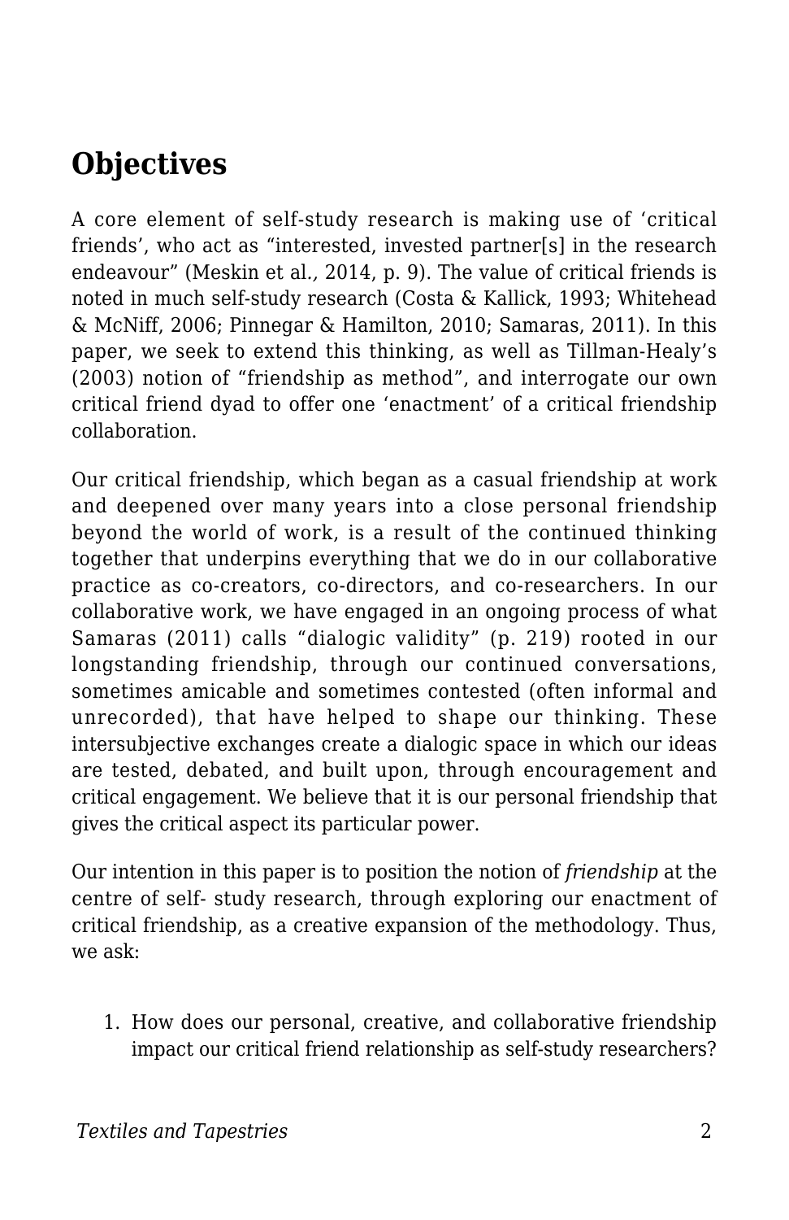## Objectives

A core element of self-study research is making use of 'critical friends', who act as "interested, invested partner[s] in the research endeavour" (Meskin et al., 2014, p. 9). The value of critical friends is noted in much self-study research (Costa & Kallick, 1993; Whitehead & McNiff, 2006; Pinnegar & Hamilton, 2010; Samaras, 2011). In this paper, we seek to extend this thinking, as well as Tillman-Healy's (2003) notion of "friendship as method", and interrogate our own critical friend dyad to offer one 'enactment' of a critical friendship collaboration.

Our critical friendship, which began as a casual friendship at work and deepened over many years into a close personal friendship beyond the world of work, is a result of the continued thinking together that underpins everything that we do in our collaborative practice as co-creators, co-directors, and co-researchers. In our collaborative work, we have engaged in an ongoing process of what Samaras (2011) calls "dialogic validity" (p. 219) rooted in our longstanding friendship, through our continued conversations, sometimes amicable and sometimes contested (often informal and unrecorded), that have helped to shape our thinking. These intersubjective exchanges create a dialogic space in which our ideas are tested, debated, and built upon, through encouragement and critical engagement. We believe that it is our personal friendship that gives the critical aspect its particular power.

Our intention in this paper is to position the notion of *friendship* at the centre of self- study research, through exploring our enactment of critical friendship, as a creative expansion of the methodology. Thus, we ask:

1. How does our personal, creative, and collaborative friendship impact our critical friend relationship as self-study researchers?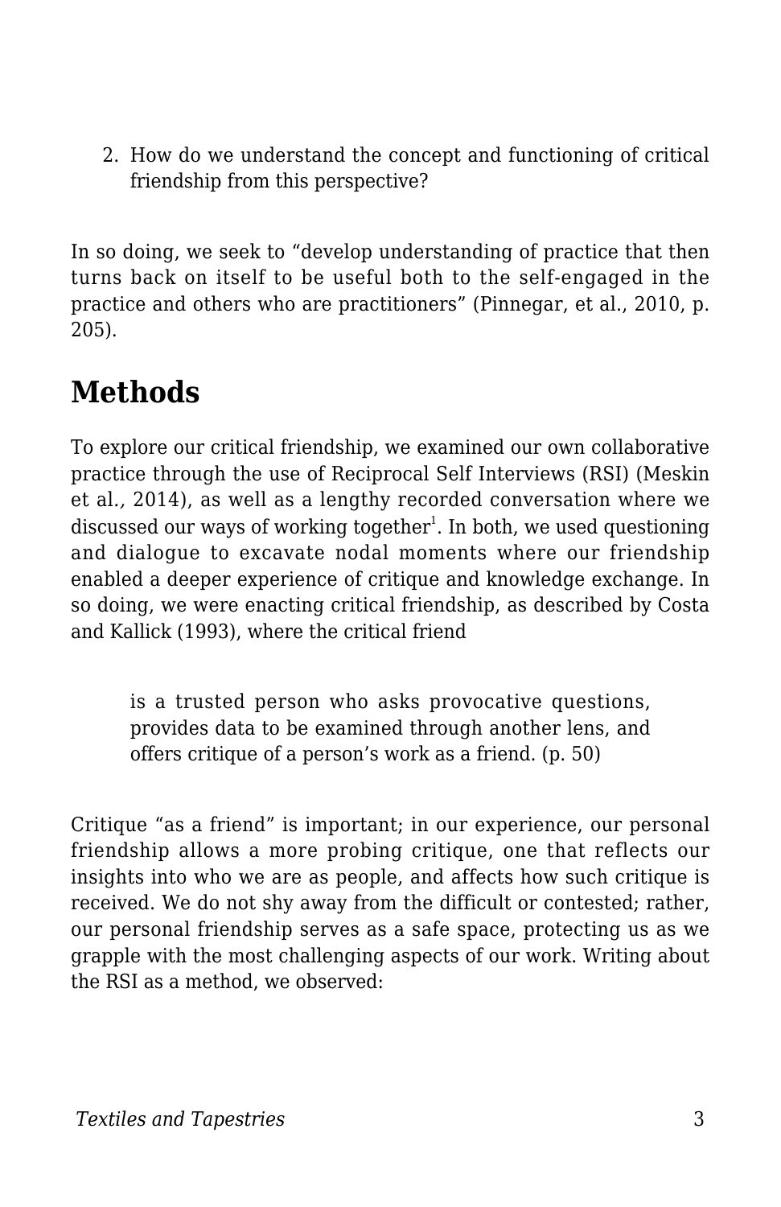2. How do we understand the concept and functioning of critical friendship from this perspective?

In so doing, we seek to "develop understanding of practice that then turns back on itself to be useful both to the self-engaged in the practice and others who are practitioners" (Pinnegar, et al., 2010, p. 205).

## Methods

To explore our critical friendship, we examined our own collaborative practice through the use of Reciprocal Self Interviews (RSI) (Meskin et al., 2014), as well as a lengthy recorded conversation where we discussed our ways of working together[1]. In both, we used questioning and dialogue to excavate nodal moments where our friendship enabled a deeper experience of critique and knowledge exchange. In so doing, we were enacting critical friendship, as described by Costa and Kallick (1993), where the critical friend

> is a trusted person who asks provocative questions, provides data to be examined through another lens, and offers critique of a person's work as a friend. (p. 50)

Critique "as a friend" is important; in our experience, our personal friendship allows a more probing critique, one that reflects our insights into who we are as people, and affects how such critique is received. We do not shy away from the difficult or contested; rather, our personal friendship serves as a safe space, protecting us as we grapple with the most challenging aspects of our work. Writing about the RSI as a method, we observed: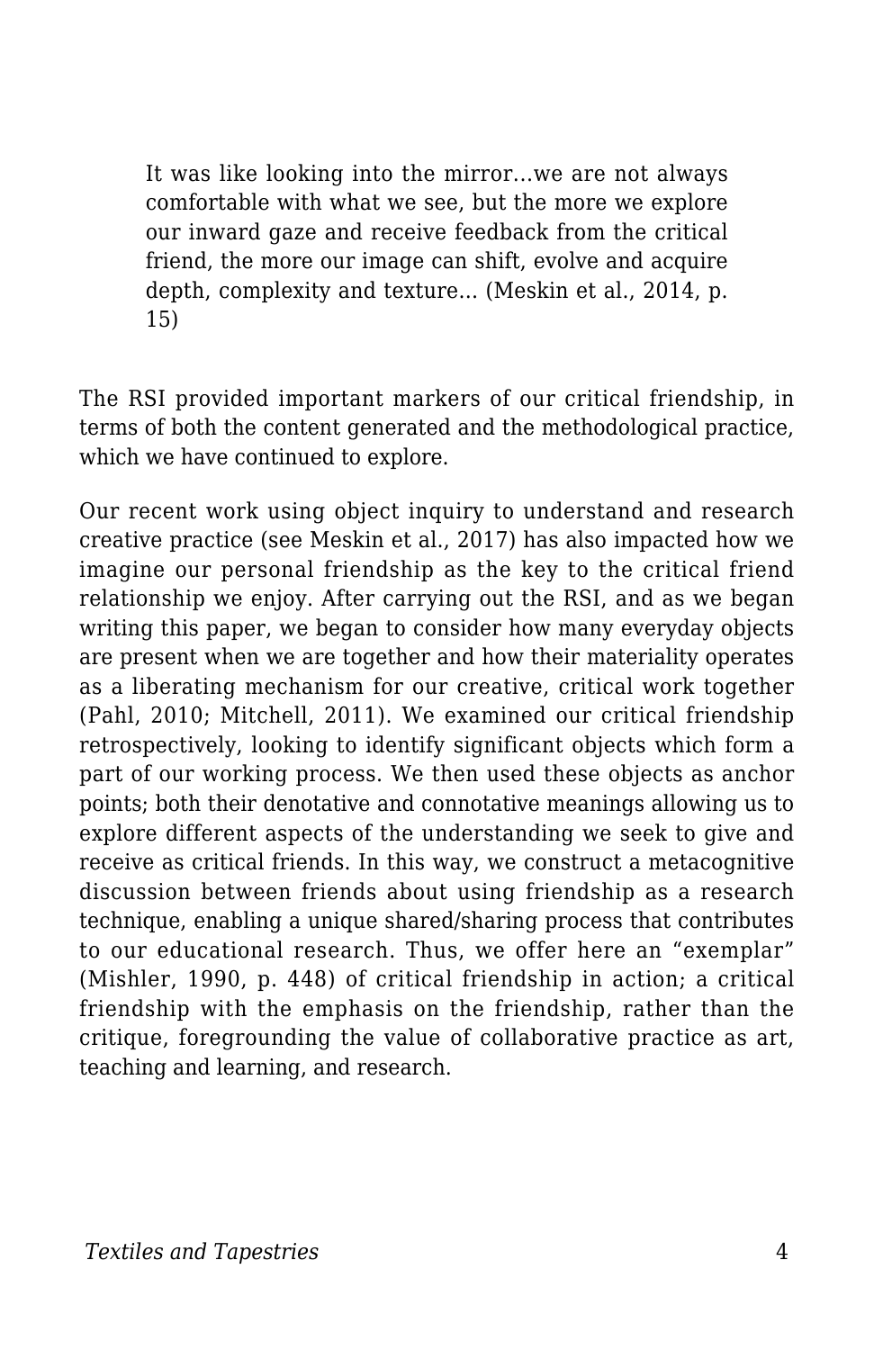> It was like looking into the mirror…we are not always comfortable with what we see, but the more we explore our inward gaze and receive feedback from the critical friend, the more our image can shift, evolve and acquire depth, complexity and texture… (Meskin et al., 2014, p. 15)

The RSI provided important markers of our critical friendship, in terms of both the content generated and the methodological practice, which we have continued to explore.

Our recent work using object inquiry to understand and research creative practice (see Meskin et al., 2017) has also impacted how we imagine our personal friendship as the key to the critical friend relationship we enjoy. After carrying out the RSI, and as we began writing this paper, we began to consider how many everyday objects are present when we are together and how their materiality operates as a liberating mechanism for our creative, critical work together (Pahl, 2010; Mitchell, 2011). We examined our critical friendship retrospectively, looking to identify significant objects which form a part of our working process. We then used these objects as anchor points; both their denotative and connotative meanings allowing us to explore different aspects of the understanding we seek to give and receive as critical friends. In this way, we construct a metacognitive discussion between friends about using friendship as a research technique, enabling a unique shared/sharing process that contributes to our educational research. Thus, we offer here an "exemplar" (Mishler, 1990, p. 448) of critical friendship in action; a critical friendship with the emphasis on the friendship, rather than the critique, foregrounding the value of collaborative practice as art, teaching and learning, and research.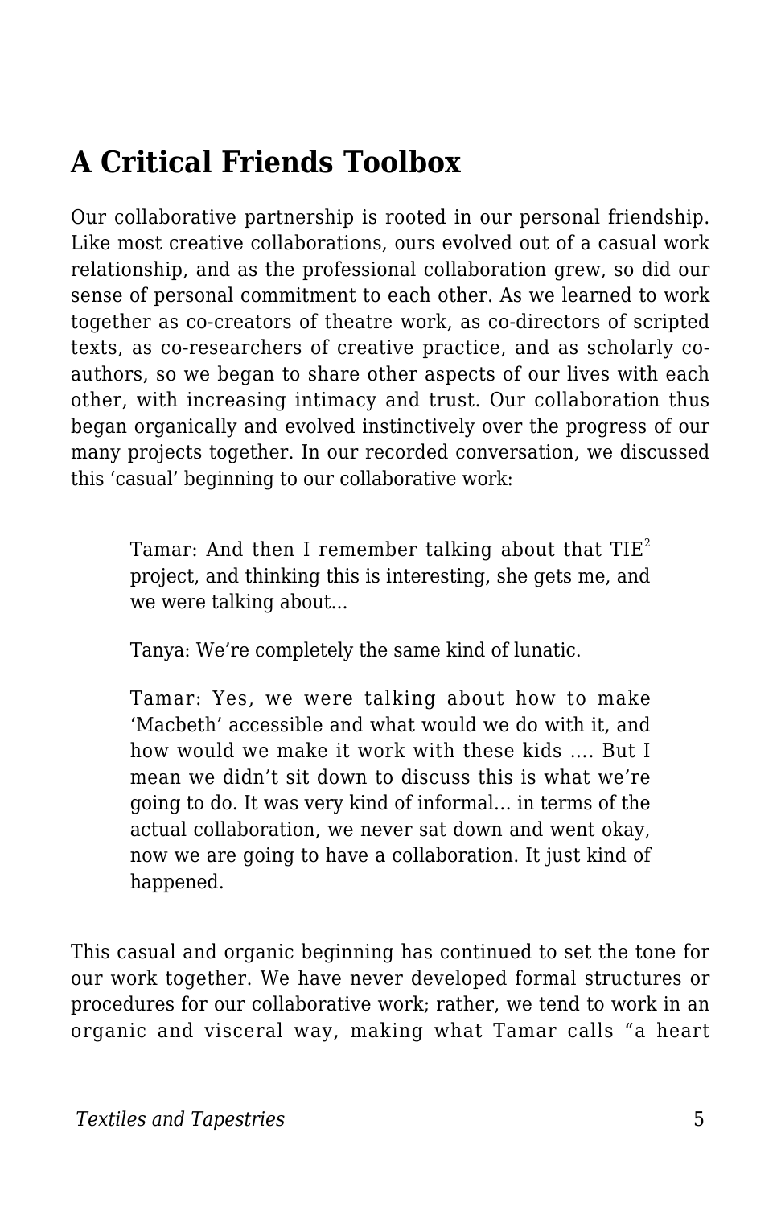## A Critical Friends Toolbox

Our collaborative partnership is rooted in our personal friendship. Like most creative collaborations, ours evolved out of a casual work relationship, and as the professional collaboration grew, so did our sense of personal commitment to each other. As we learned to work together as co-creators of theatre work, as co-directors of scripted texts, as co-researchers of creative practice, and as scholarly co-authors, so we began to share other aspects of our lives with each other, with increasing intimacy and trust. Our collaboration thus began organically and evolved instinctively over the progress of our many projects together. In our recorded conversation, we discussed this 'casual' beginning to our collaborative work:

> Tamar: And then I remember talking about that TIE[2] project, and thinking this is interesting, she gets me, and we were talking about...
>
> Tanya: We're completely the same kind of lunatic.
>
> Tamar: Yes, we were talking about how to make 'Macbeth' accessible and what would we do with it, and how would we make it work with these kids .... But I mean we didn't sit down to discuss this is what we're going to do. It was very kind of informal... in terms of the actual collaboration, we never sat down and went okay, now we are going to have a collaboration. It just kind of happened.

This casual and organic beginning has continued to set the tone for our work together. We have never developed formal structures or procedures for our collaborative work; rather, we tend to work in an organic and visceral way, making what Tamar calls "a heart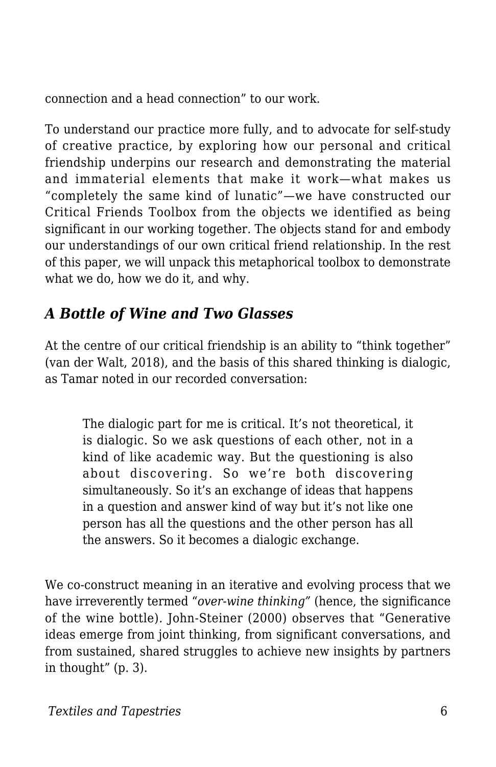connection and a head connection" to our work.

To understand our practice more fully, and to advocate for self-study of creative practice, by exploring how our personal and critical friendship underpins our research and demonstrating the material and immaterial elements that make it work—what makes us "completely the same kind of lunatic"—we have constructed our Critical Friends Toolbox from the objects we identified as being significant in our working together. The objects stand for and embody our understandings of our own critical friend relationship. In the rest of this paper, we will unpack this metaphorical toolbox to demonstrate what we do, how we do it, and why.

## *A Bottle of Wine and Two Glasses*

At the centre of our critical friendship is an ability to "think together" (van der Walt, 2018), and the basis of this shared thinking is dialogic, as Tamar noted in our recorded conversation:

> The dialogic part for me is critical. It's not theoretical, it is dialogic. So we ask questions of each other, not in a kind of like academic way. But the questioning is also about discovering. So we're both discovering simultaneously. So it's an exchange of ideas that happens in a question and answer kind of way but it's not like one person has all the questions and the other person has all the answers. So it becomes a dialogic exchange.

We co-construct meaning in an iterative and evolving process that we have irreverently termed "*over-wine thinking*" (hence, the significance of the wine bottle). John-Steiner (2000) observes that "Generative ideas emerge from joint thinking, from significant conversations, and from sustained, shared struggles to achieve new insights by partners in thought" (p. 3).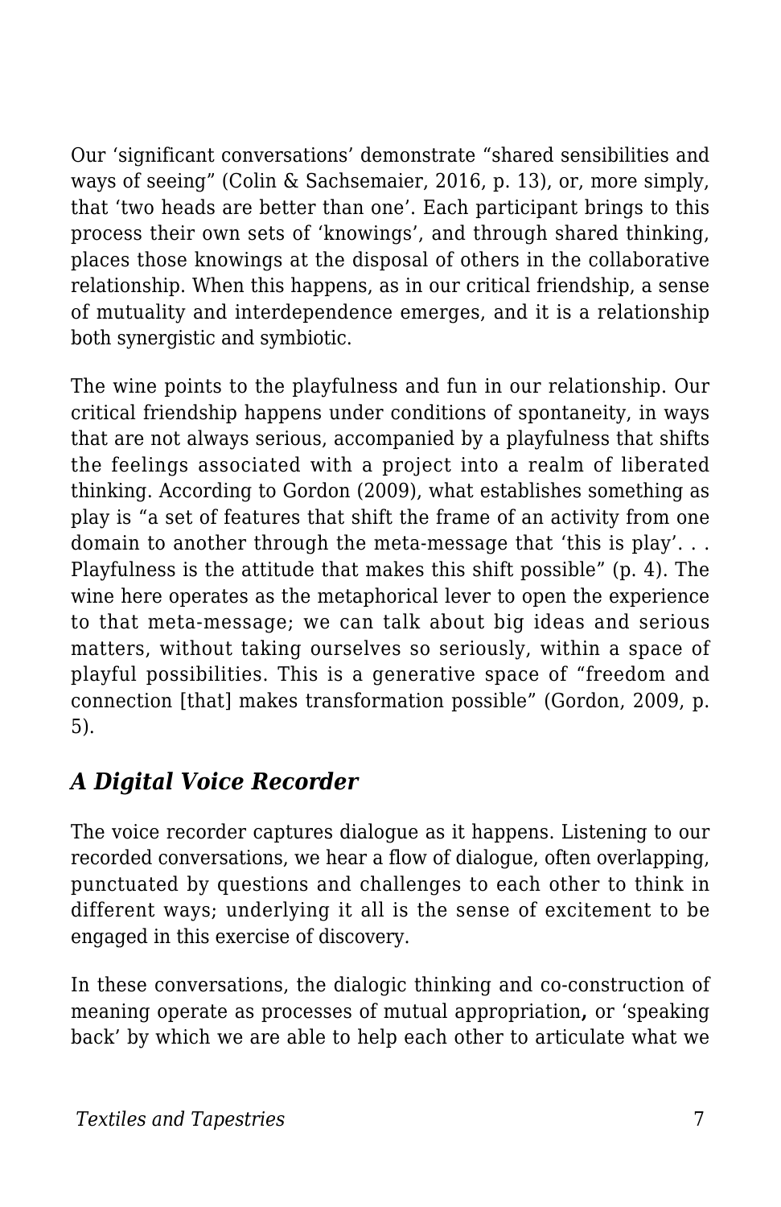Our ‘significant conversations’ demonstrate “shared sensibilities and ways of seeing” (Colin & Sachsemaier, 2016, p. 13), or, more simply, that ‘two heads are better than one’. Each participant brings to this process their own sets of ‘knowings’, and through shared thinking, places those knowings at the disposal of others in the collaborative relationship. When this happens, as in our critical friendship, a sense of mutuality and interdependence emerges, and it is a relationship both synergistic and symbiotic.

The wine points to the playfulness and fun in our relationship. Our critical friendship happens under conditions of spontaneity, in ways that are not always serious, accompanied by a playfulness that shifts the feelings associated with a project into a realm of liberated thinking. According to Gordon (2009), what establishes something as play is “a set of features that shift the frame of an activity from one domain to another through the meta-message that ‘this is play’. . . Playfulness is the attitude that makes this shift possible” (p. 4). The wine here operates as the metaphorical lever to open the experience to that meta-message; we can talk about big ideas and serious matters, without taking ourselves so seriously, within a space of playful possibilities. This is a generative space of “freedom and connection [that] makes transformation possible” (Gordon, 2009, p. 5).

### *A Digital Voice Recorder*

The voice recorder captures dialogue as it happens. Listening to our recorded conversations, we hear a flow of dialogue, often overlapping, punctuated by questions and challenges to each other to think in different ways; underlying it all is the sense of excitement to be engaged in this exercise of discovery.

In these conversations, the dialogic thinking and co-construction of meaning operate as processes of mutual appropriation**,** or ‘speaking back’ by which we are able to help each other to articulate what we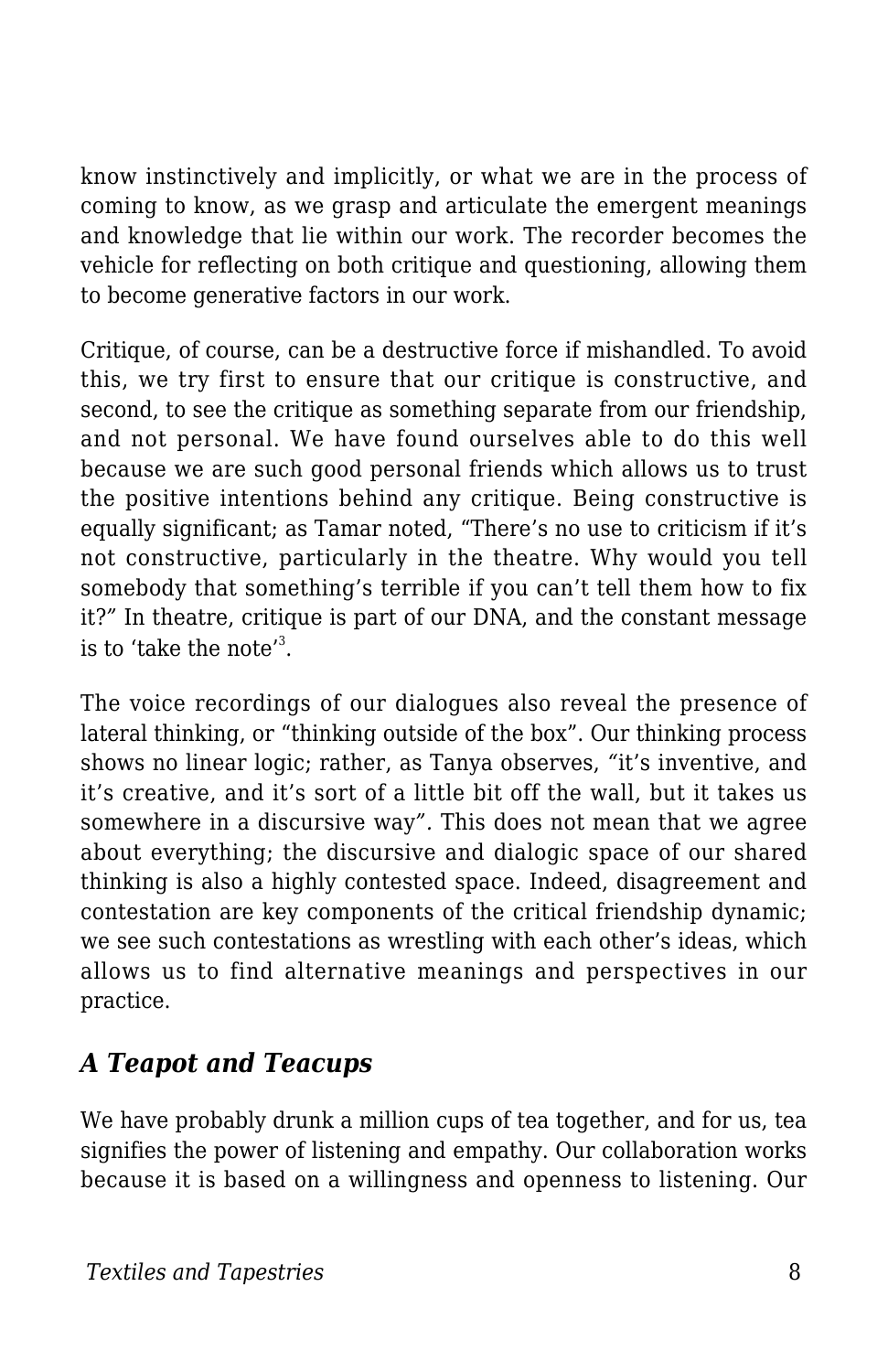know instinctively and implicitly, or what we are in the process of coming to know, as we grasp and articulate the emergent meanings and knowledge that lie within our work. The recorder becomes the vehicle for reflecting on both critique and questioning, allowing them to become generative factors in our work.

Critique, of course, can be a destructive force if mishandled. To avoid this, we try first to ensure that our critique is constructive, and second, to see the critique as something separate from our friendship, and not personal. We have found ourselves able to do this well because we are such good personal friends which allows us to trust the positive intentions behind any critique. Being constructive is equally significant; as Tamar noted, "There's no use to criticism if it's not constructive, particularly in the theatre. Why would you tell somebody that something's terrible if you can't tell them how to fix it?" In theatre, critique is part of our DNA, and the constant message is to 'take the note'[3].

The voice recordings of our dialogues also reveal the presence of lateral thinking, or "thinking outside of the box". Our thinking process shows no linear logic; rather, as Tanya observes, "it's inventive, and it's creative, and it's sort of a little bit off the wall, but it takes us somewhere in a discursive way". This does not mean that we agree about everything; the discursive and dialogic space of our shared thinking is also a highly contested space. Indeed, disagreement and contestation are key components of the critical friendship dynamic; we see such contestations as wrestling with each other's ideas, which allows us to find alternative meanings and perspectives in our practice.

### *A Teapot and Teacups*

We have probably drunk a million cups of tea together, and for us, tea signifies the power of listening and empathy. Our collaboration works because it is based on a willingness and openness to listening. Our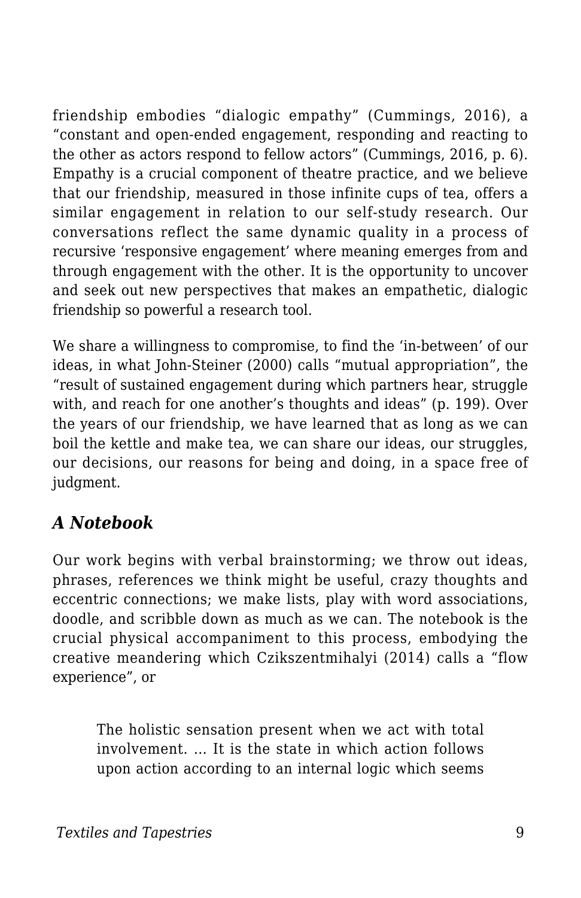friendship embodies “dialogic empathy” (Cummings, 2016), a “constant and open-ended engagement, responding and reacting to the other as actors respond to fellow actors” (Cummings, 2016, p. 6). Empathy is a crucial component of theatre practice, and we believe that our friendship, measured in those infinite cups of tea, offers a similar engagement in relation to our self-study research. Our conversations reflect the same dynamic quality in a process of recursive ‘responsive engagement’ where meaning emerges from and through engagement with the other. It is the opportunity to uncover and seek out new perspectives that makes an empathetic, dialogic friendship so powerful a research tool.

We share a willingness to compromise, to find the ‘in-between’ of our ideas, in what John-Steiner (2000) calls “mutual appropriation”, the “result of sustained engagement during which partners hear, struggle with, and reach for one another’s thoughts and ideas” (p. 199). Over the years of our friendship, we have learned that as long as we can boil the kettle and make tea, we can share our ideas, our struggles, our decisions, our reasons for being and doing, in a space free of judgment.

### *A Notebook*

Our work begins with verbal brainstorming; we throw out ideas, phrases, references we think might be useful, crazy thoughts and eccentric connections; we make lists, play with word associations, doodle, and scribble down as much as we can. The notebook is the crucial physical accompaniment to this process, embodying the creative meandering which Czikszentmihalyi (2014) calls a “flow experience”, or

> The holistic sensation present when we act with total involvement. … It is the state in which action follows upon action according to an internal logic which seems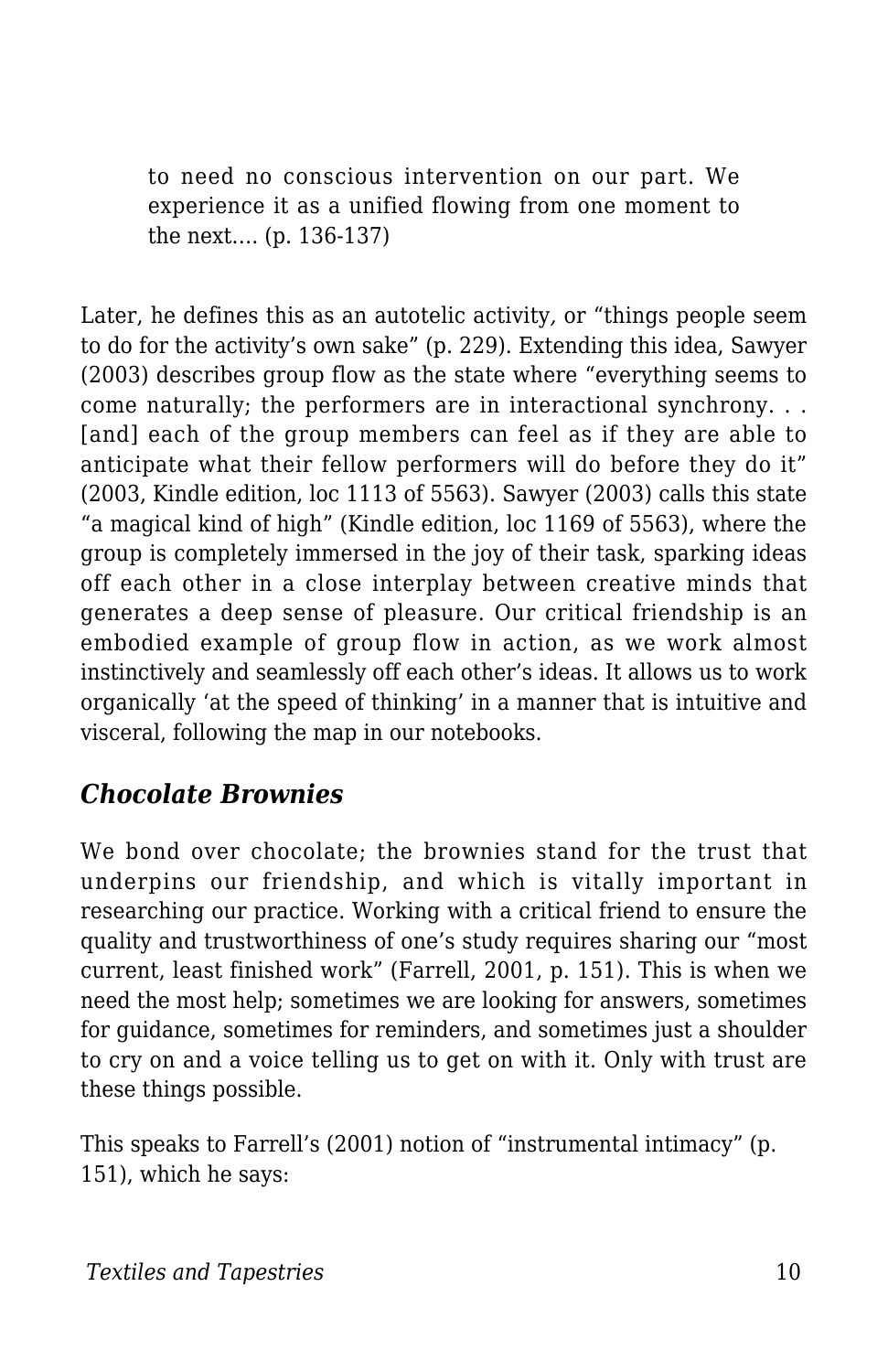> to need no conscious intervention on our part. We experience it as a unified flowing from one moment to the next…. (p. 136-137)

Later, he defines this as an autotelic activity, or "things people seem to do for the activity's own sake" (p. 229). Extending this idea, Sawyer (2003) describes group flow as the state where "everything seems to come naturally; the performers are in interactional synchrony. . . [and] each of the group members can feel as if they are able to anticipate what their fellow performers will do before they do it" (2003, Kindle edition, loc 1113 of 5563). Sawyer (2003) calls this state "a magical kind of high" (Kindle edition, loc 1169 of 5563), where the group is completely immersed in the joy of their task, sparking ideas off each other in a close interplay between creative minds that generates a deep sense of pleasure. Our critical friendship is an embodied example of group flow in action, as we work almost instinctively and seamlessly off each other's ideas. It allows us to work organically 'at the speed of thinking' in a manner that is intuitive and visceral, following the map in our notebooks.

### *Chocolate Brownies*

We bond over chocolate; the brownies stand for the trust that underpins our friendship, and which is vitally important in researching our practice. Working with a critical friend to ensure the quality and trustworthiness of one's study requires sharing our "most current, least finished work" (Farrell, 2001, p. 151). This is when we need the most help; sometimes we are looking for answers, sometimes for guidance, sometimes for reminders, and sometimes just a shoulder to cry on and a voice telling us to get on with it. Only with trust are these things possible.

This speaks to Farrell's (2001) notion of "instrumental intimacy" (p. 151), which he says: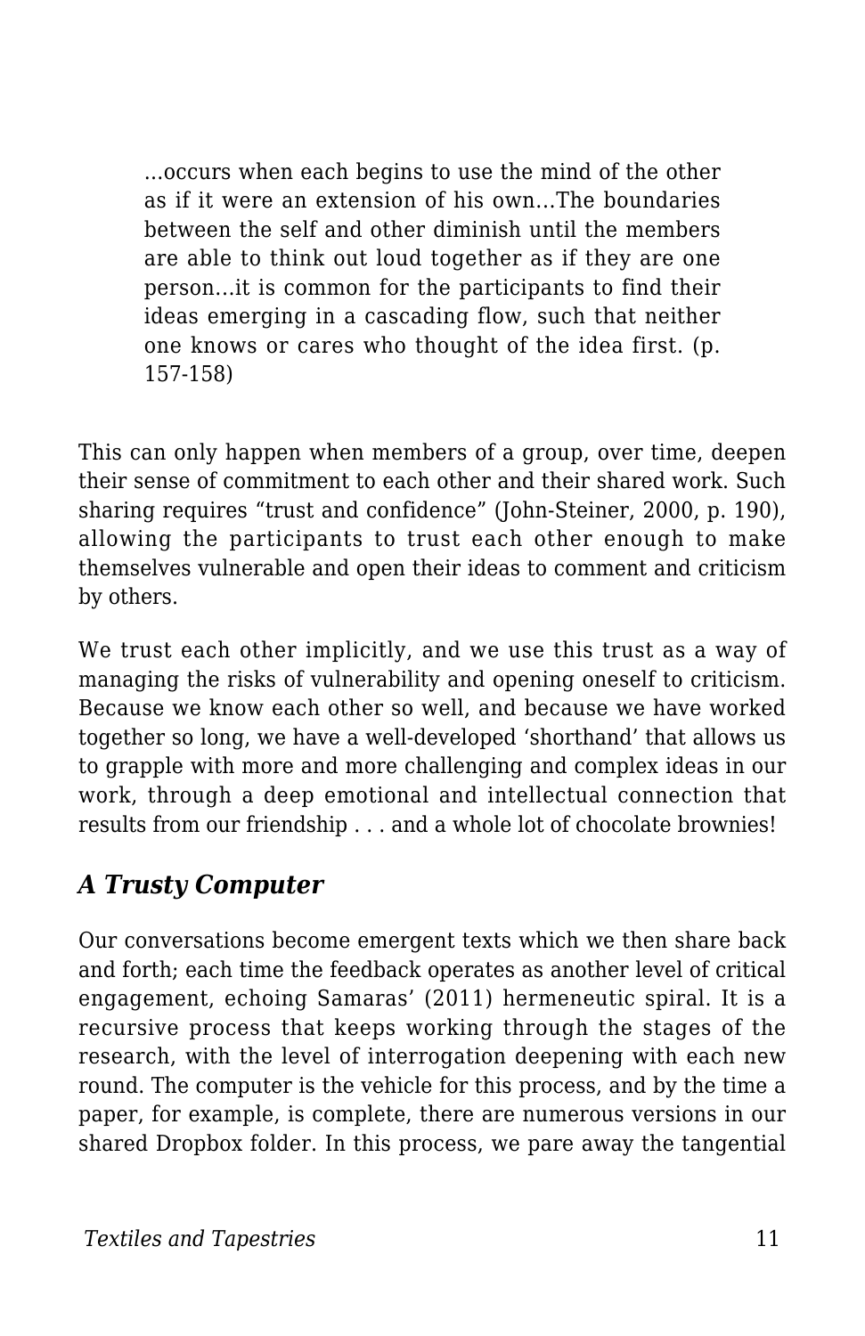> …occurs when each begins to use the mind of the other as if it were an extension of his own…The boundaries between the self and other diminish until the members are able to think out loud together as if they are one person…it is common for the participants to find their ideas emerging in a cascading flow, such that neither one knows or cares who thought of the idea first. (p. 157-158)

This can only happen when members of a group, over time, deepen their sense of commitment to each other and their shared work. Such sharing requires "trust and confidence" (John-Steiner, 2000, p. 190), allowing the participants to trust each other enough to make themselves vulnerable and open their ideas to comment and criticism by others.

We trust each other implicitly, and we use this trust as a way of managing the risks of vulnerability and opening oneself to criticism. Because we know each other so well, and because we have worked together so long, we have a well-developed 'shorthand' that allows us to grapple with more and more challenging and complex ideas in our work, through a deep emotional and intellectual connection that results from our friendship . . . and a whole lot of chocolate brownies!

### *A Trusty Computer*

Our conversations become emergent texts which we then share back and forth; each time the feedback operates as another level of critical engagement, echoing Samaras' (2011) hermeneutic spiral. It is a recursive process that keeps working through the stages of the research, with the level of interrogation deepening with each new round. The computer is the vehicle for this process, and by the time a paper, for example, is complete, there are numerous versions in our shared Dropbox folder. In this process, we pare away the tangential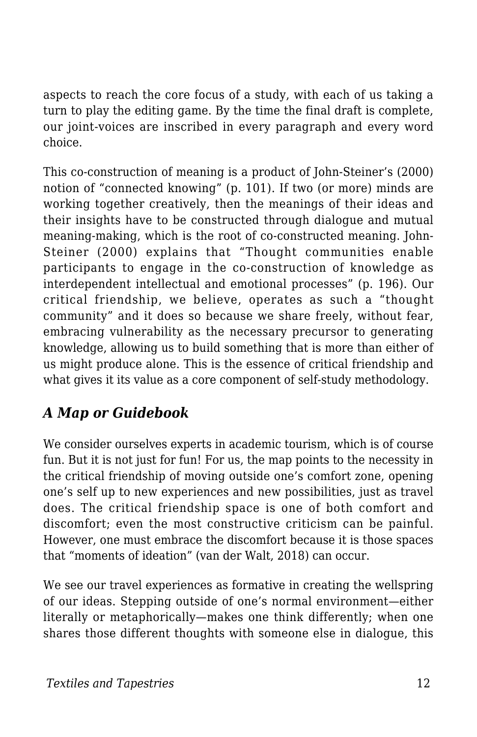aspects to reach the core focus of a study, with each of us taking a turn to play the editing game. By the time the final draft is complete, our joint-voices are inscribed in every paragraph and every word choice.

This co-construction of meaning is a product of John-Steiner's (2000) notion of "connected knowing" (p. 101). If two (or more) minds are working together creatively, then the meanings of their ideas and their insights have to be constructed through dialogue and mutual meaning-making, which is the root of co-constructed meaning. John-Steiner (2000) explains that "Thought communities enable participants to engage in the co-construction of knowledge as interdependent intellectual and emotional processes" (p. 196). Our critical friendship, we believe, operates as such a "thought community" and it does so because we share freely, without fear, embracing vulnerability as the necessary precursor to generating knowledge, allowing us to build something that is more than either of us might produce alone. This is the essence of critical friendship and what gives it its value as a core component of self-study methodology.

### *A Map or Guidebook*

We consider ourselves experts in academic tourism, which is of course fun. But it is not just for fun! For us, the map points to the necessity in the critical friendship of moving outside one's comfort zone, opening one's self up to new experiences and new possibilities, just as travel does. The critical friendship space is one of both comfort and discomfort; even the most constructive criticism can be painful. However, one must embrace the discomfort because it is those spaces that "moments of ideation" (van der Walt, 2018) can occur.

We see our travel experiences as formative in creating the wellspring of our ideas. Stepping outside of one's normal environment—either literally or metaphorically—makes one think differently; when one shares those different thoughts with someone else in dialogue, this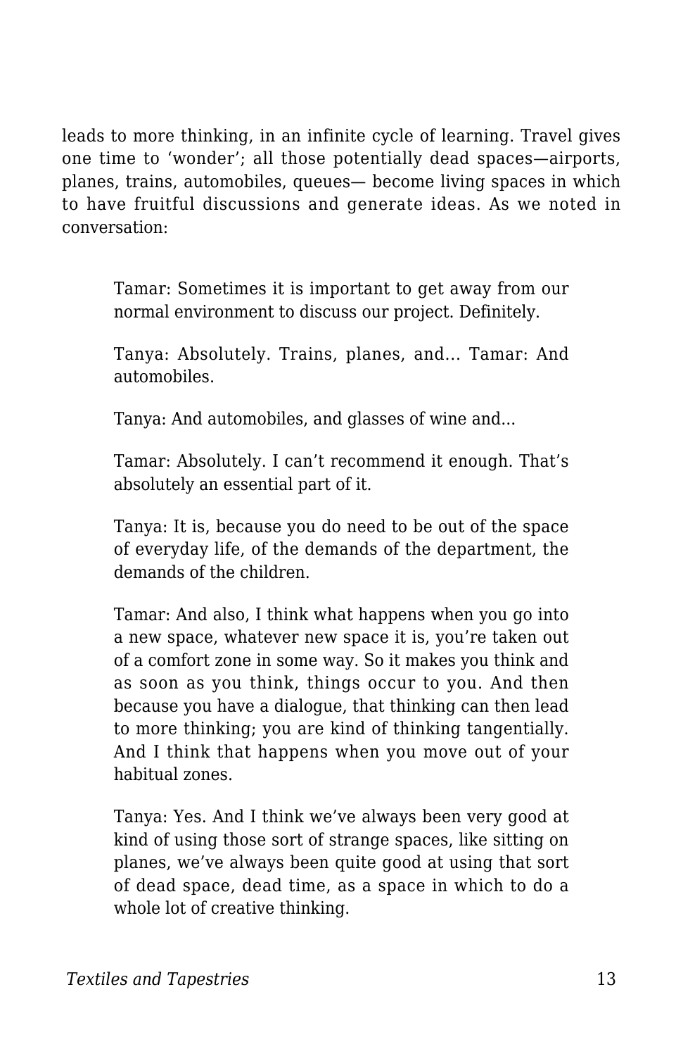leads to more thinking, in an infinite cycle of learning. Travel gives one time to 'wonder'; all those potentially dead spaces—airports, planes, trains, automobiles, queues— become living spaces in which to have fruitful discussions and generate ideas. As we noted in conversation:

> Tamar: Sometimes it is important to get away from our normal environment to discuss our project. Definitely.
>
> Tanya: Absolutely. Trains, planes, and… Tamar: And automobiles.
>
> Tanya: And automobiles, and glasses of wine and…
>
> Tamar: Absolutely. I can't recommend it enough. That's absolutely an essential part of it.
>
> Tanya: It is, because you do need to be out of the space of everyday life, of the demands of the department, the demands of the children.
>
> Tamar: And also, I think what happens when you go into a new space, whatever new space it is, you're taken out of a comfort zone in some way. So it makes you think and as soon as you think, things occur to you. And then because you have a dialogue, that thinking can then lead to more thinking; you are kind of thinking tangentially. And I think that happens when you move out of your habitual zones.
>
> Tanya: Yes. And I think we've always been very good at kind of using those sort of strange spaces, like sitting on planes, we've always been quite good at using that sort of dead space, dead time, as a space in which to do a whole lot of creative thinking.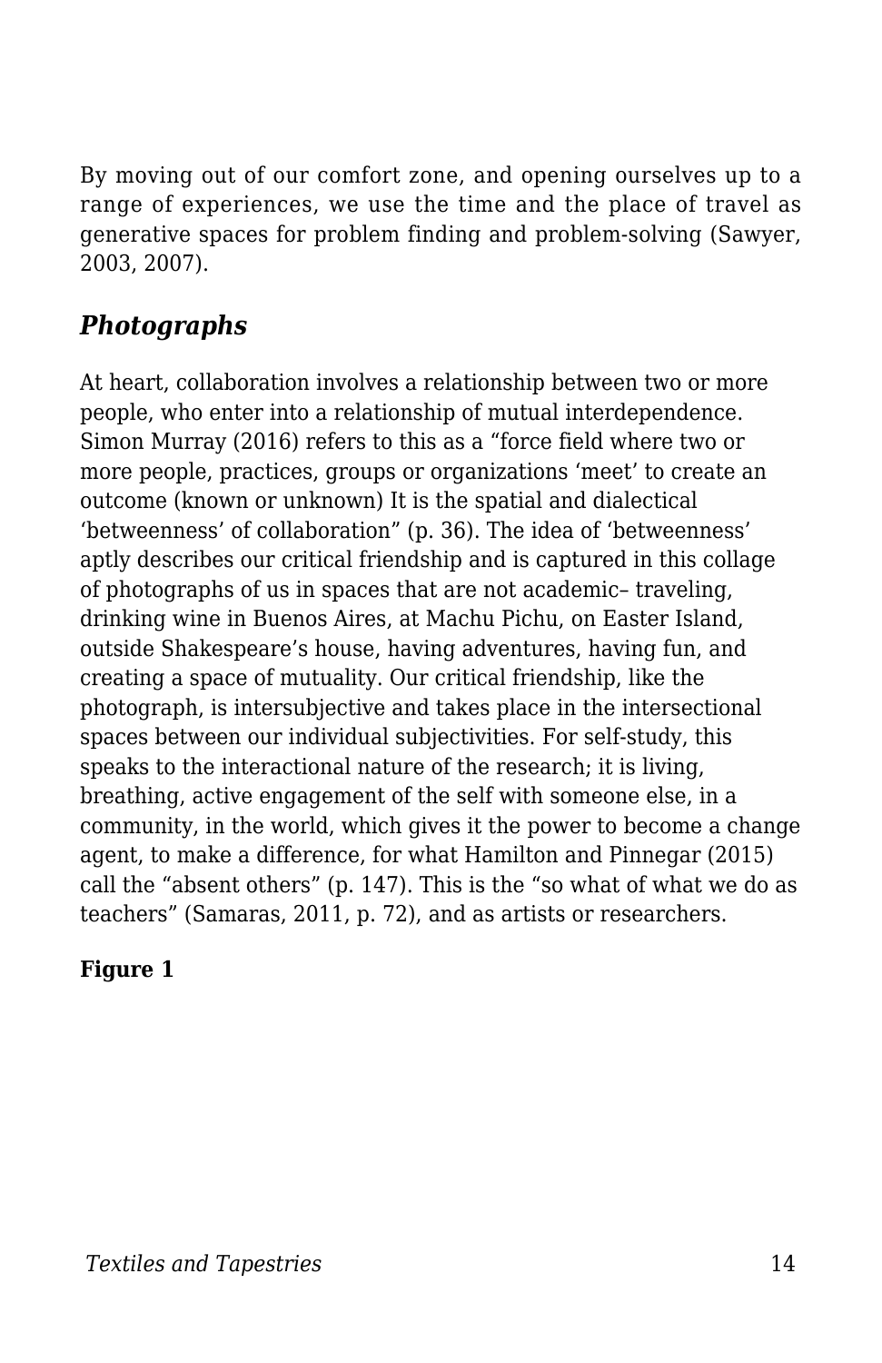By moving out of our comfort zone, and opening ourselves up to a range of experiences, we use the time and the place of travel as generative spaces for problem finding and problem-solving (Sawyer, 2003, 2007).

### *Photographs*

At heart, collaboration involves a relationship between two or more people, who enter into a relationship of mutual interdependence. Simon Murray (2016) refers to this as a "force field where two or more people, practices, groups or organizations 'meet' to create an outcome (known or unknown) It is the spatial and dialectical 'betweenness' of collaboration" (p. 36). The idea of 'betweenness' aptly describes our critical friendship and is captured in this collage of photographs of us in spaces that are not academic– traveling, drinking wine in Buenos Aires, at Machu Pichu, on Easter Island, outside Shakespeare's house, having adventures, having fun, and creating a space of mutuality. Our critical friendship, like the photograph, is intersubjective and takes place in the intersectional spaces between our individual subjectivities. For self-study, this speaks to the interactional nature of the research; it is living, breathing, active engagement of the self with someone else, in a community, in the world, which gives it the power to become a change agent, to make a difference, for what Hamilton and Pinnegar (2015) call the "absent others" (p. 147). This is the "so what of what we do as teachers" (Samaras, 2011, p. 72), and as artists or researchers.

**Figure 1**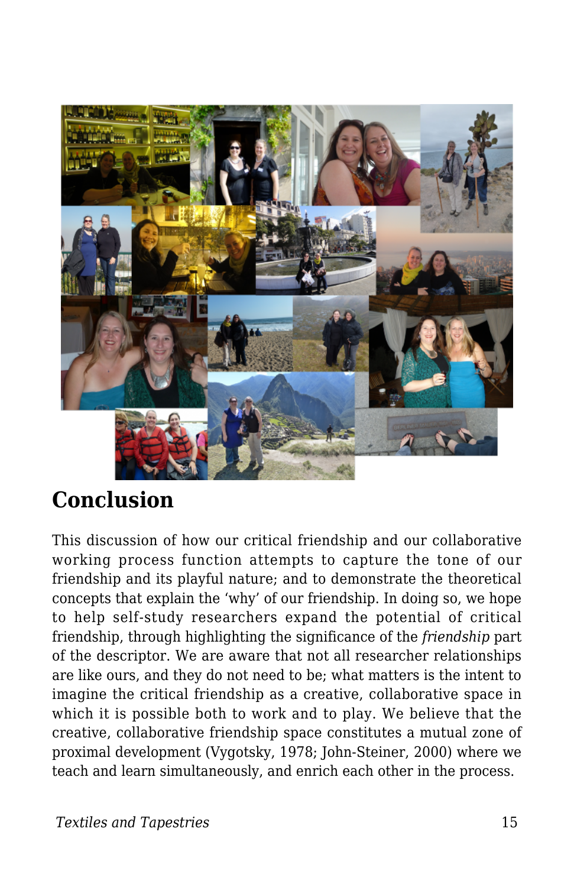## Conclusion

This discussion of how our critical friendship and our collaborative working process function attempts to capture the tone of our friendship and its playful nature; and to demonstrate the theoretical concepts that explain the 'why' of our friendship. In doing so, we hope to help self-study researchers expand the potential of critical friendship, through highlighting the significance of the *friendship* part of the descriptor. We are aware that not all researcher relationships are like ours, and they do not need to be; what matters is the intent to imagine the critical friendship as a creative, collaborative space in which it is possible both to work and to play. We believe that the creative, collaborative friendship space constitutes a mutual zone of proximal development (Vygotsky, 1978; John-Steiner, 2000) where we teach and learn simultaneously, and enrich each other in the process.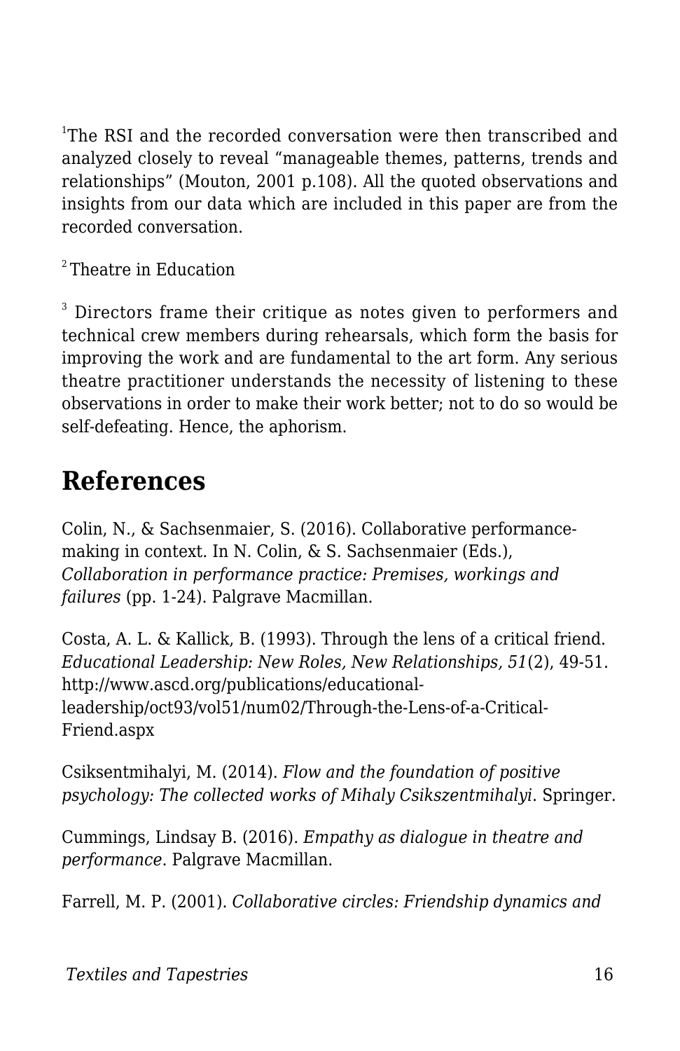[1]The RSI and the recorded conversation were then transcribed and analyzed closely to reveal "manageable themes, patterns, trends and relationships" (Mouton, 2001 p.108). All the quoted observations and insights from our data which are included in this paper are from the recorded conversation.

[2] Theatre in Education

[3] Directors frame their critique as notes given to performers and technical crew members during rehearsals, which form the basis for improving the work and are fundamental to the art form. Any serious theatre practitioner understands the necessity of listening to these observations in order to make their work better; not to do so would be self-defeating. Hence, the aphorism.

## References

Colin, N., & Sachsenmaier, S. (2016). Collaborative performance-making in context. In N. Colin, & S. Sachsenmaier (Eds.), *Collaboration in performance practice: Premises, workings and failures* (pp. 1-24). Palgrave Macmillan.

Costa, A. L. & Kallick, B. (1993). Through the lens of a critical friend. *Educational Leadership: New Roles, New Relationships, 51*(2), 49-51. http://www.ascd.org/publications/educational-leadership/oct93/vol51/num02/Through-the-Lens-of-a-Critical-Friend.aspx

Csiksentmihalyi, M. (2014). *Flow and the foundation of positive psychology: The collected works of Mihaly Csikszentmihalyi*. Springer.

Cummings, Lindsay B. (2016). *Empathy as dialogue in theatre and performance*. Palgrave Macmillan.

Farrell, M. P. (2001). *Collaborative circles: Friendship dynamics and*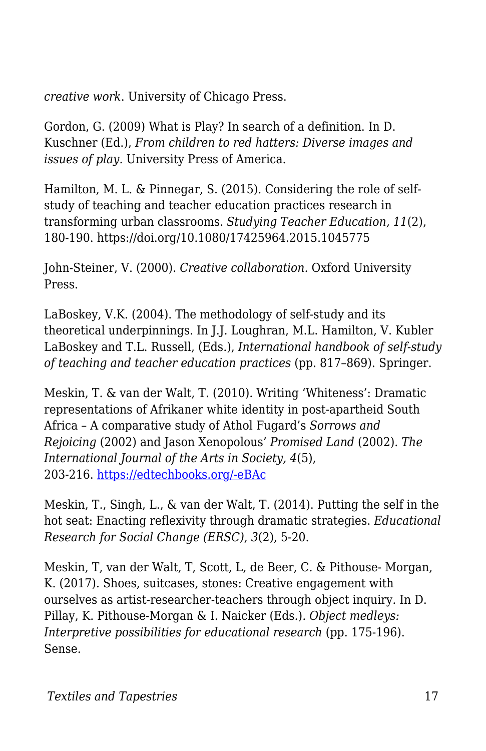*creative work*. University of Chicago Press.

Gordon, G. (2009) What is Play? In search of a definition. In D. Kuschner (Ed.), *From children to red hatters: Diverse images and issues of play.* University Press of America.

Hamilton, M. L. & Pinnegar, S. (2015). Considering the role of self-study of teaching and teacher education practices research in transforming urban classrooms. *Studying Teacher Education, 11*(2), 180-190. https://doi.org/10.1080/17425964.2015.1045775

John-Steiner, V. (2000). *Creative collaboration*. Oxford University Press.

LaBoskey, V.K. (2004). The methodology of self-study and its theoretical underpinnings. In J.J. Loughran, M.L. Hamilton, V. Kubler LaBoskey and T.L. Russell, (Eds.), *International handbook of self-study of teaching and teacher education practices* (pp. 817–869). Springer.

Meskin, T. & van der Walt, T. (2010). Writing 'Whiteness': Dramatic representations of Afrikaner white identity in post-apartheid South Africa – A comparative study of Athol Fugard's *Sorrows and Rejoicing* (2002) and Jason Xenopolous' *Promised Land* (2002). *The International Journal of the Arts in Society, 4*(5), 203-216. [https://edtechbooks.org/-eBAc](https://edtechbooks.org/-eBAc)

Meskin, T., Singh, L., & van der Walt, T. (2014). Putting the self in the hot seat: Enacting reflexivity through dramatic strategies. *Educational Research for Social Change (ERSC)*, *3*(2), 5-20.

Meskin, T, van der Walt, T, Scott, L, de Beer, C. & Pithouse- Morgan, K. (2017). Shoes, suitcases, stones: Creative engagement with ourselves as artist-researcher-teachers through object inquiry. In D. Pillay, K. Pithouse-Morgan & I. Naicker (Eds.). *Object medleys: Interpretive possibilities for educational research* (pp. 175-196). Sense.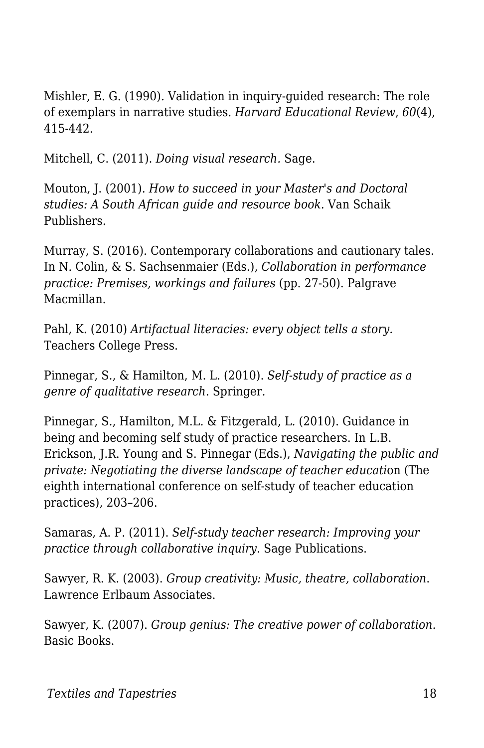Mishler, E. G. (1990). Validation in inquiry-guided research: The role of exemplars in narrative studies. *Harvard Educational Review*, *60*(4), 415-442.

Mitchell, C. (2011). *Doing visual research.* Sage.

Mouton, J. (2001). *How to succeed in your Master's and Doctoral studies: A South African guide and resource book*. Van Schaik Publishers.

Murray, S. (2016). Contemporary collaborations and cautionary tales. In N. Colin, & S. Sachsenmaier (Eds.), *Collaboration in performance practice: Premises, workings and failures* (pp. 27-50). Palgrave Macmillan.

Pahl, K. (2010) *Artifactual literacies: every object tells a story.* Teachers College Press.

Pinnegar, S., & Hamilton, M. L. (2010). *Self-study of practice as a genre of qualitative research*. Springer.

Pinnegar, S., Hamilton, M.L. & Fitzgerald, L. (2010). Guidance in being and becoming self study of practice researchers. In L.B. Erickson, J.R. Young and S. Pinnegar (Eds.), *Navigating the public and private: Negotiating the diverse landscape of teacher educati*on (The eighth international conference on self-study of teacher education practices), 203–206.

Samaras, A. P. (2011). *Self-study teacher research: Improving your practice through collaborative inquiry*. Sage Publications.

Sawyer, R. K. (2003). *Group creativity: Music, theatre, collaboration*. Lawrence Erlbaum Associates.

Sawyer, K. (2007). *Group genius: The creative power of collaboration*. Basic Books.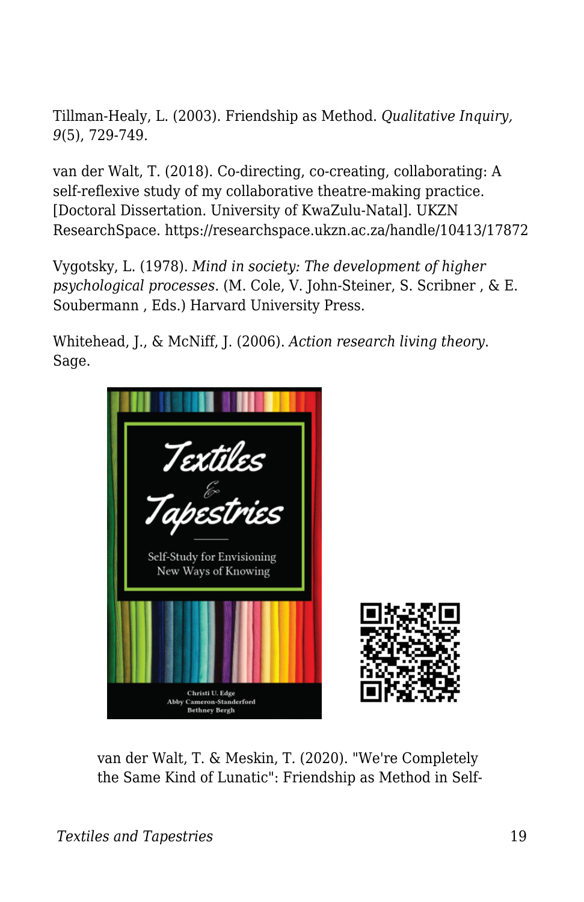Tillman-Healy, L. (2003). Friendship as Method. *Qualitative Inquiry, 9*(5), 729-749.

van der Walt, T. (2018). Co-directing, co-creating, collaborating: A self-reflexive study of my collaborative theatre-making practice. [Doctoral Dissertation. University of KwaZulu-Natal]. UKZN ResearchSpace. https://researchspace.ukzn.ac.za/handle/10413/17872

Vygotsky, L. (1978). *Mind in society: The development of higher psychological processes*. (M. Cole, V. John-Steiner, S. Scribner , & E. Soubermann , Eds.) Harvard University Press.

Whitehead, J., & McNiff, J. (2006). *Action research living theory*. Sage.

van der Walt, T. & Meskin, T. (2020). "We're Completely the Same Kind of Lunatic": Friendship as Method in Self-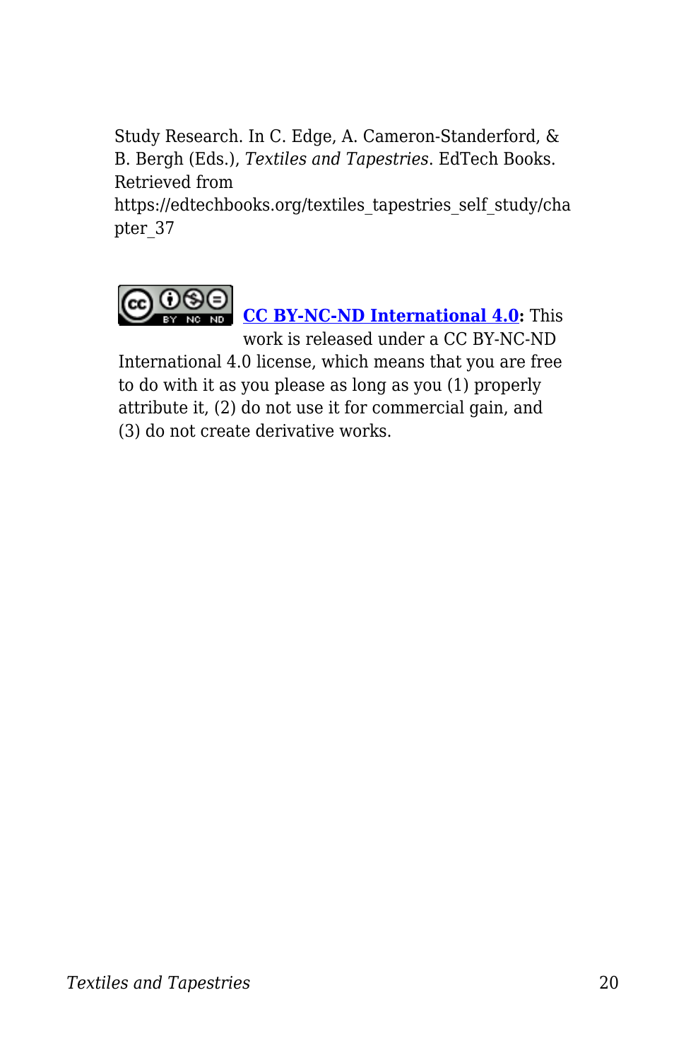Study Research. In C. Edge, A. Cameron-Standerford, & B. Bergh (Eds.), *Textiles and Tapestries*. EdTech Books. Retrieved from https://edtechbooks.org/textiles_tapestries_self_study/chapter_37

**CC BY-NC-ND International 4.0:** This work is released under a CC BY-NC-ND International 4.0 license, which means that you are free to do with it as you please as long as you (1) properly attribute it, (2) do not use it for commercial gain, and (3) do not create derivative works.